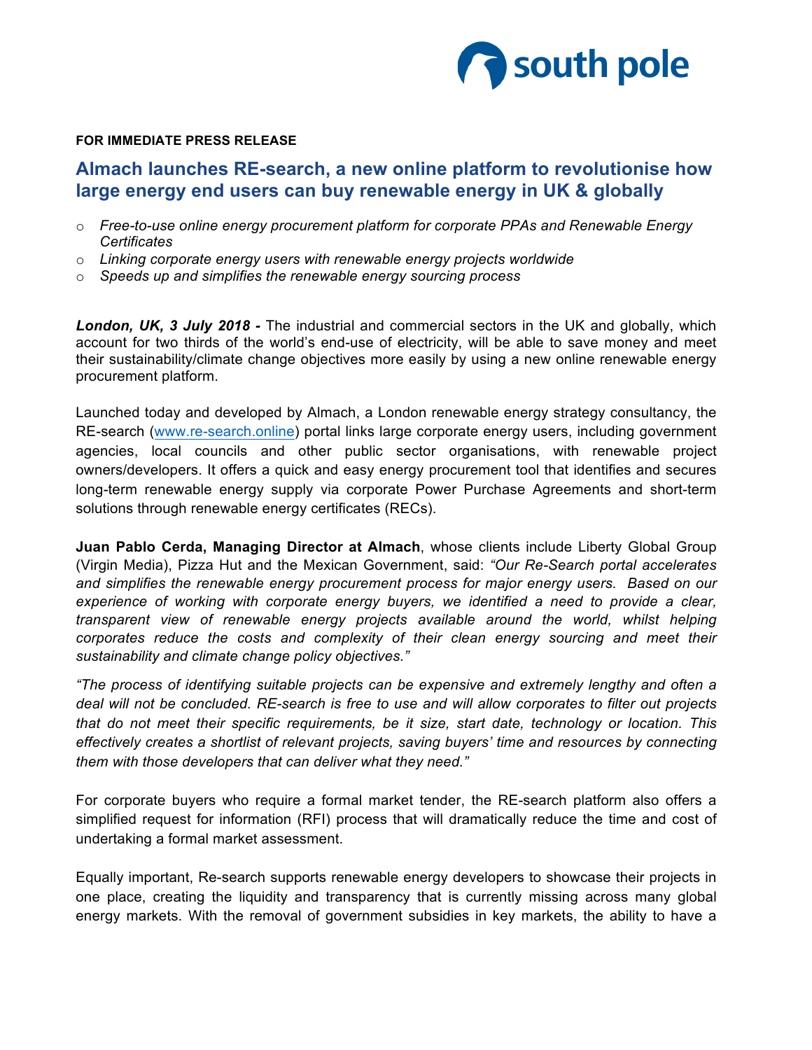**FOR IMMEDIATE PRESS RELEASE**

## Almach launches RE-search, a new online platform to revolutionise how large energy end users can buy renewable energy in UK & globally

- *Free-to-use online energy procurement platform for corporate PPAs and Renewable Energy Certificates*
- *Linking corporate energy users with renewable energy projects worldwide*
- *Speeds up and simplifies the renewable energy sourcing process*

***London, UK, 3 July 2018 -*** The industrial and commercial sectors in the UK and globally, which account for two thirds of the world's end-use of electricity, will be able to save money and meet their sustainability/climate change objectives more easily by using a new online renewable energy procurement platform.

Launched today and developed by Almach, a London renewable energy strategy consultancy, the RE-search (www.re-search.online) portal links large corporate energy users, including government agencies, local councils and other public sector organisations, with renewable project owners/developers. It offers a quick and easy energy procurement tool that identifies and secures long-term renewable energy supply via corporate Power Purchase Agreements and short-term solutions through renewable energy certificates (RECs).

**Juan Pablo Cerda, Managing Director at Almach**, whose clients include Liberty Global Group (Virgin Media), Pizza Hut and the Mexican Government, said: *"Our Re-Search portal accelerates and simplifies the renewable energy procurement process for major energy users. Based on our experience of working with corporate energy buyers, we identified a need to provide a clear, transparent view of renewable energy projects available around the world, whilst helping corporates reduce the costs and complexity of their clean energy sourcing and meet their sustainability and climate change policy objectives."*

*"The process of identifying suitable projects can be expensive and extremely lengthy and often a deal will not be concluded. RE-search is free to use and will allow corporates to filter out projects that do not meet their specific requirements, be it size, start date, technology or location. This effectively creates a shortlist of relevant projects, saving buyers' time and resources by connecting them with those developers that can deliver what they need."*

For corporate buyers who require a formal market tender, the RE-search platform also offers a simplified request for information (RFI) process that will dramatically reduce the time and cost of undertaking a formal market assessment.

Equally important, Re-search supports renewable energy developers to showcase their projects in one place, creating the liquidity and transparency that is currently missing across many global energy markets. With the removal of government subsidies in key markets, the ability to have a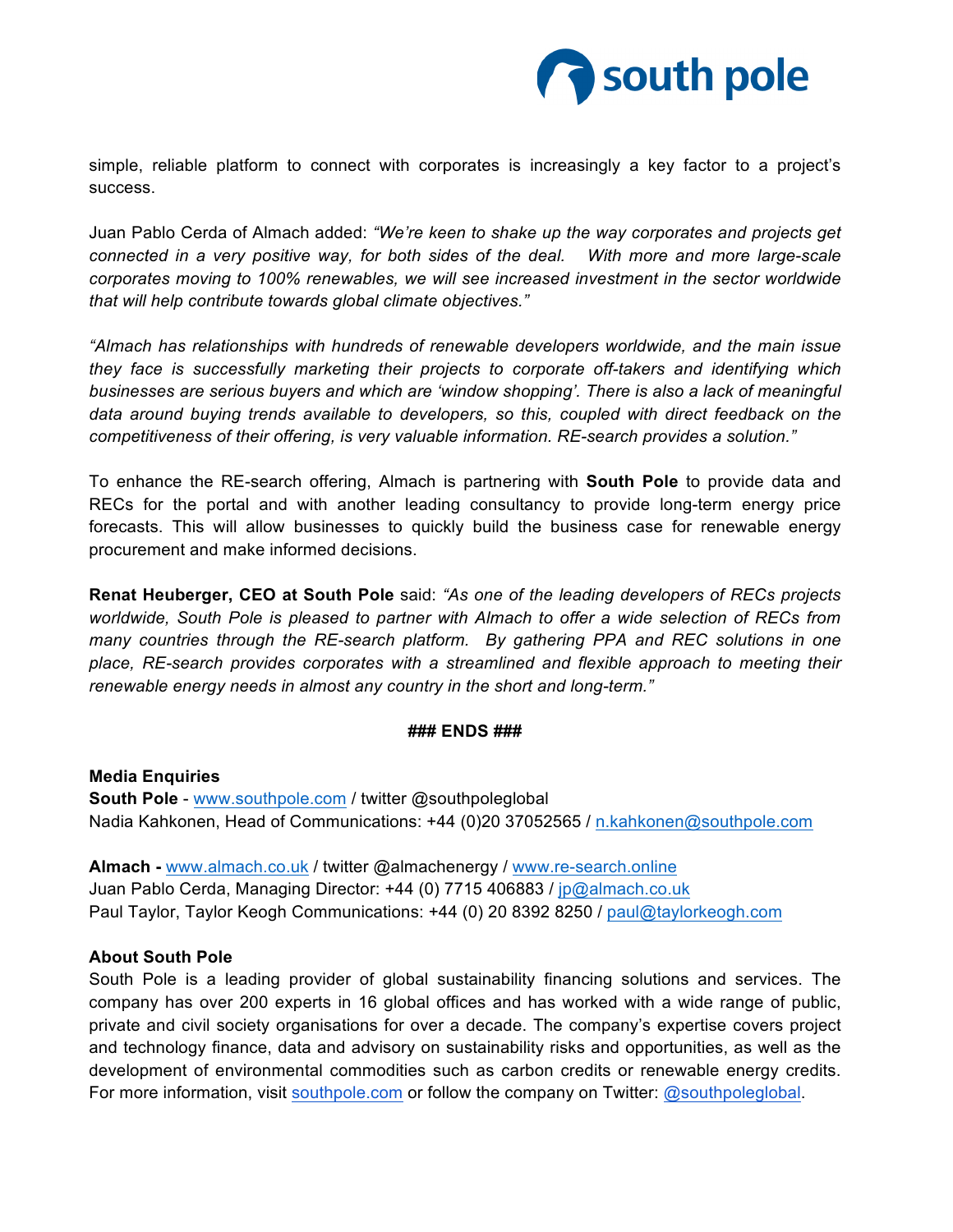simple, reliable platform to connect with corporates is increasingly a key factor to a project's success.

Juan Pablo Cerda of Almach added: *"We're keen to shake up the way corporates and projects get connected in a very positive way, for both sides of the deal. With more and more large-scale corporates moving to 100% renewables, we will see increased investment in the sector worldwide that will help contribute towards global climate objectives."*

*"Almach has relationships with hundreds of renewable developers worldwide, and the main issue they face is successfully marketing their projects to corporate off-takers and identifying which businesses are serious buyers and which are 'window shopping'. There is also a lack of meaningful data around buying trends available to developers, so this, coupled with direct feedback on the competitiveness of their offering, is very valuable information. RE-search provides a solution."*

To enhance the RE-search offering, Almach is partnering with **South Pole** to provide data and RECs for the portal and with another leading consultancy to provide long-term energy price forecasts. This will allow businesses to quickly build the business case for renewable energy procurement and make informed decisions.

**Renat Heuberger, CEO at South Pole** said: *"As one of the leading developers of RECs projects worldwide, South Pole is pleased to partner with Almach to offer a wide selection of RECs from many countries through the RE-search platform. By gathering PPA and REC solutions in one place, RE-search provides corporates with a streamlined and flexible approach to meeting their renewable energy needs in almost any country in the short and long-term."*

**### ENDS ###**

**Media Enquiries**
**South Pole** - www.southpole.com / twitter @southpoleglobal
Nadia Kahkonen, Head of Communications: +44 (0)20 37052565 / n.kahkonen@southpole.com

**Almach -** www.almach.co.uk / twitter @almachenergy / www.re-search.online
Juan Pablo Cerda, Managing Director: +44 (0) 7715 406883 / jp@almach.co.uk
Paul Taylor, Taylor Keogh Communications: +44 (0) 20 8392 8250 / paul@taylorkeogh.com

**About South Pole**
South Pole is a leading provider of global sustainability financing solutions and services. The company has over 200 experts in 16 global offices and has worked with a wide range of public, private and civil society organisations for over a decade. The company's expertise covers project and technology finance, data and advisory on sustainability risks and opportunities, as well as the development of environmental commodities such as carbon credits or renewable energy credits. For more information, visit southpole.com or follow the company on Twitter: @southpoleglobal.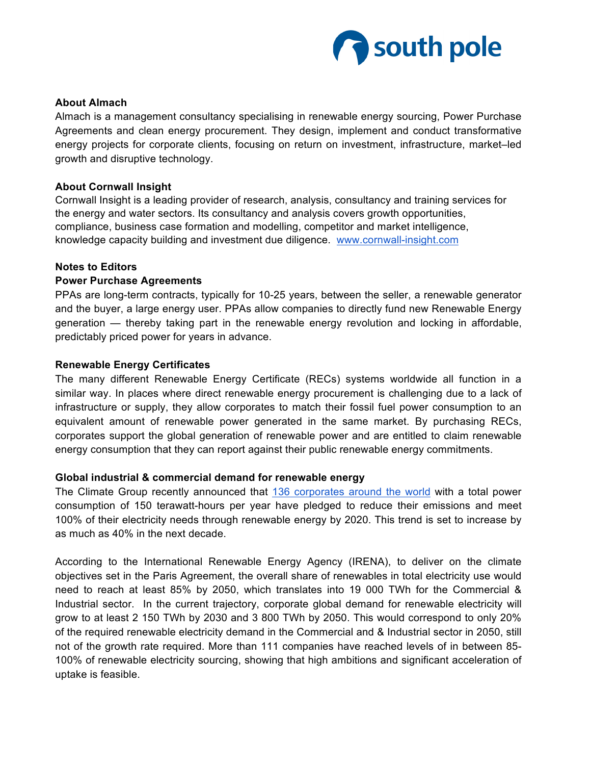**About Almach**

Almach is a management consultancy specialising in renewable energy sourcing, Power Purchase Agreements and clean energy procurement. They design, implement and conduct transformative energy projects for corporate clients, focusing on return on investment, infrastructure, market–led growth and disruptive technology.

**About Cornwall Insight**

Cornwall Insight is a leading provider of research, analysis, consultancy and training services for the energy and water sectors. Its consultancy and analysis covers growth opportunities, compliance, business case formation and modelling, competitor and market intelligence, knowledge capacity building and investment due diligence. [www.cornwall-insight.com](www.cornwall-insight.com)

**Notes to Editors**

**Power Purchase Agreements**

PPAs are long-term contracts, typically for 10-25 years, between the seller, a renewable generator and the buyer, a large energy user. PPAs allow companies to directly fund new Renewable Energy generation — thereby taking part in the renewable energy revolution and locking in affordable, predictably priced power for years in advance.

**Renewable Energy Certificates**

The many different Renewable Energy Certificate (RECs) systems worldwide all function in a similar way. In places where direct renewable energy procurement is challenging due to a lack of infrastructure or supply, they allow corporates to match their fossil fuel power consumption to an equivalent amount of renewable power generated in the same market. By purchasing RECs, corporates support the global generation of renewable power and are entitled to claim renewable energy consumption that they can report against their public renewable energy commitments.

**Global industrial & commercial demand for renewable energy**

The Climate Group recently announced that 136 corporates around the world with a total power consumption of 150 terawatt-hours per year have pledged to reduce their emissions and meet 100% of their electricity needs through renewable energy by 2020. This trend is set to increase by as much as 40% in the next decade.

According to the International Renewable Energy Agency (IRENA), to deliver on the climate objectives set in the Paris Agreement, the overall share of renewables in total electricity use would need to reach at least 85% by 2050, which translates into 19 000 TWh for the Commercial & Industrial sector. In the current trajectory, corporate global demand for renewable electricity will grow to at least 2 150 TWh by 2030 and 3 800 TWh by 2050. This would correspond to only 20% of the required renewable electricity demand in the Commercial and & Industrial sector in 2050, still not of the growth rate required. More than 111 companies have reached levels of in between 85-100% of renewable electricity sourcing, showing that high ambitions and significant acceleration of uptake is feasible.